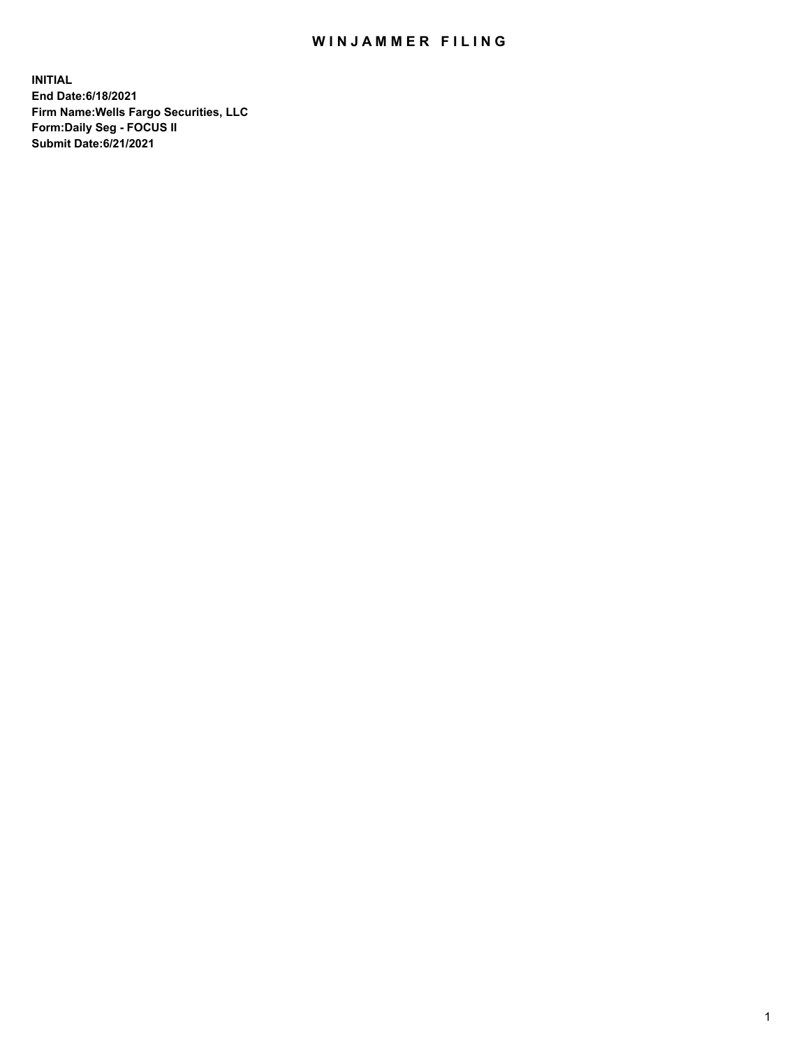# WINJAMMER FILING

**INITIAL**
**End Date:6/18/2021**
**Firm Name:Wells Fargo Securities, LLC**
**Form:Daily Seg - FOCUS II**
**Submit Date:6/21/2021**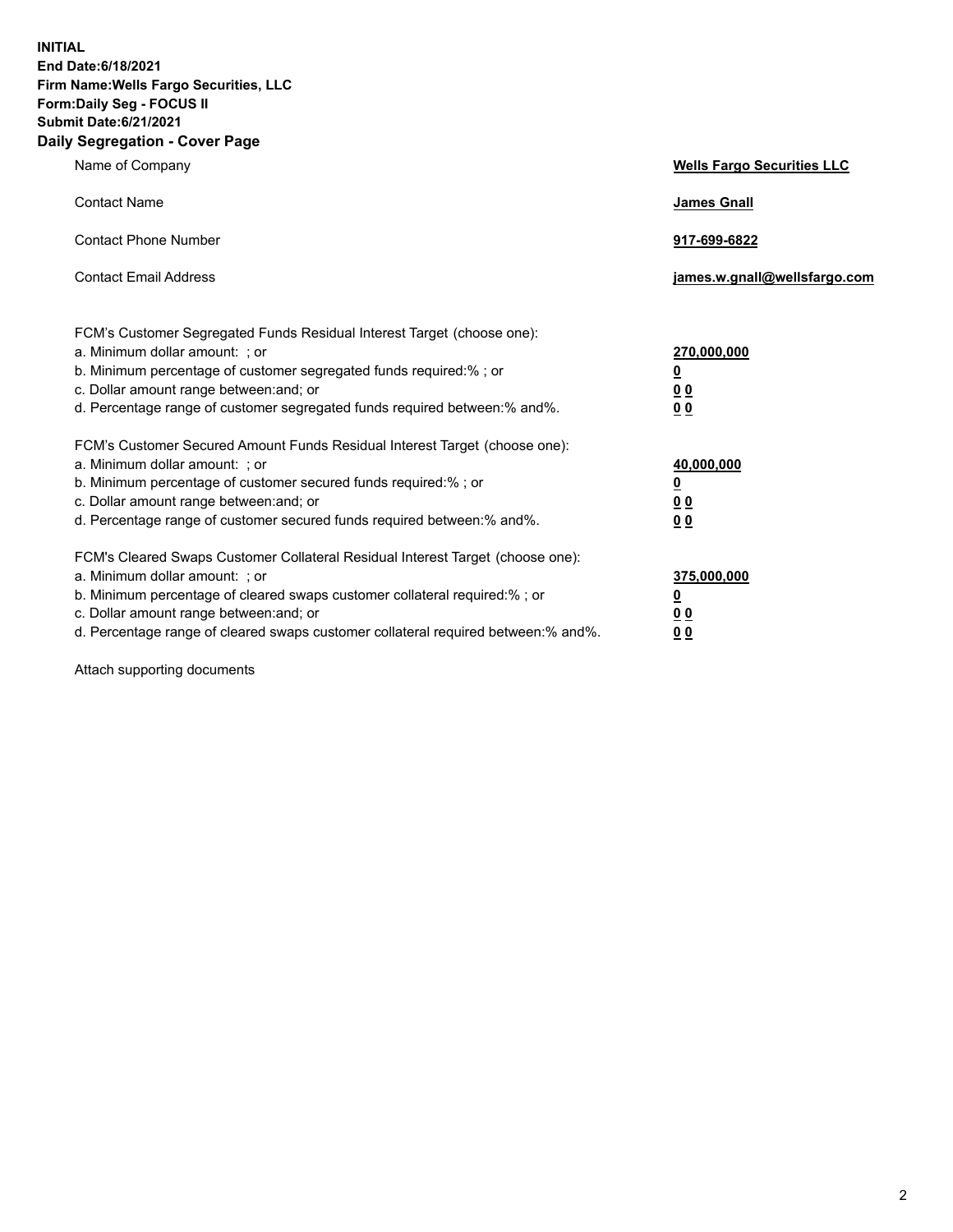**INITIAL**
**End Date:6/18/2021**
**Firm Name:Wells Fargo Securities, LLC**
**Form:Daily Seg - FOCUS II**
**Submit Date:6/21/2021**

## Daily Segregation - Cover Page

| | |
|---|---|
| Name of Company | **Wells Fargo Securities LLC** |
| Contact Name | **James Gnall** |
| Contact Phone Number | **917-699-6822** |
| Contact Email Address | **james.w.gnall@wellsfargo.com** |

FCM's Customer Segregated Funds Residual Interest Target (choose one):

| | |
|---|---|
| a. Minimum dollar amount: ; or | **270,000,000** |
| b. Minimum percentage of customer segregated funds required:% ; or | **0** |
| c. Dollar amount range between:and; or | **0 0** |
| d. Percentage range of customer segregated funds required between:% and%. | **0 0** |

FCM's Customer Secured Amount Funds Residual Interest Target (choose one):

| | |
|---|---|
| a. Minimum dollar amount: ; or | **40,000,000** |
| b. Minimum percentage of customer secured funds required:% ; or | **0** |
| c. Dollar amount range between:and; or | **0 0** |
| d. Percentage range of customer secured funds required between:% and%. | **0 0** |

FCM's Cleared Swaps Customer Collateral Residual Interest Target (choose one):

| | |
|---|---|
| a. Minimum dollar amount: ; or | **375,000,000** |
| b. Minimum percentage of cleared swaps customer collateral required:% ; or | **0** |
| c. Dollar amount range between:and; or | **0 0** |
| d. Percentage range of cleared swaps customer collateral required between:% and%. | **0 0** |

Attach supporting documents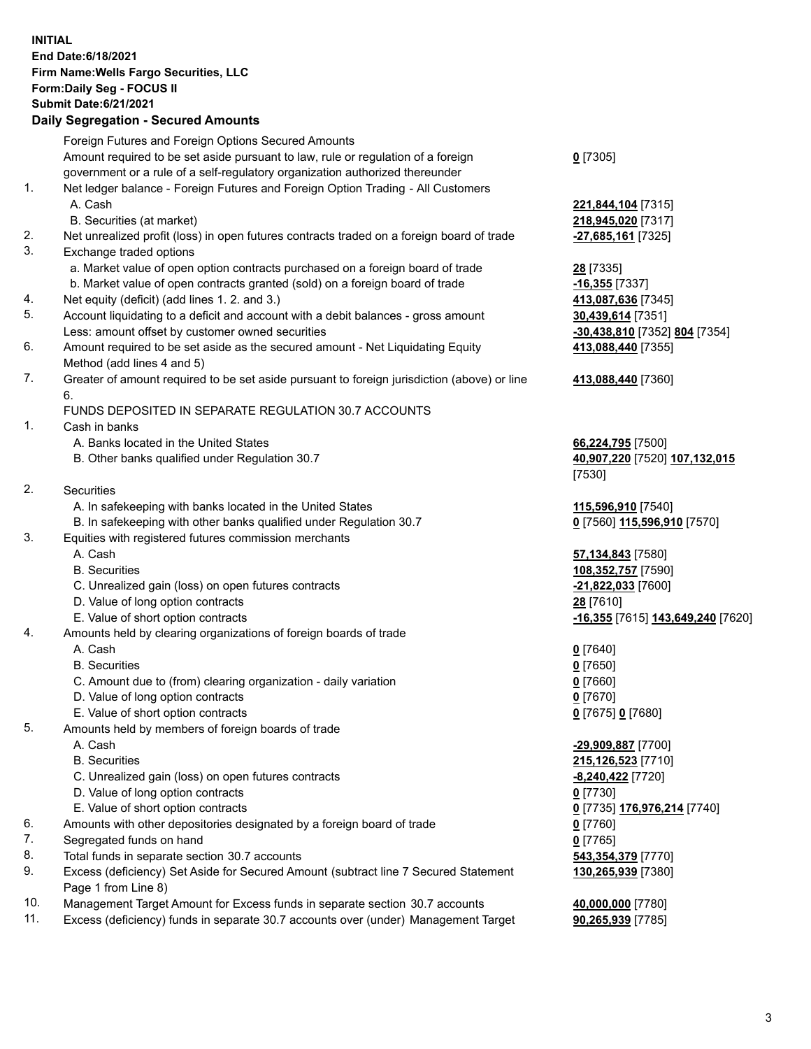**INITIAL**
**End Date:6/18/2021**
**Firm Name:Wells Fargo Securities, LLC**
**Form:Daily Seg - FOCUS II**
**Submit Date:6/21/2021**

## Daily Segregation - Secured Amounts

| | | |
|---|---|---|
| | Foreign Futures and Foreign Options Secured Amounts | |
| | Amount required to be set aside pursuant to law, rule or regulation of a foreign government or a rule of a self-regulatory organization authorized thereunder | **0** [7305] |
| 1. | Net ledger balance - Foreign Futures and Foreign Option Trading - All Customers | |
| | A. Cash | **221,844,104** [7315] |
| | B. Securities (at market) | **218,945,020** [7317] |
| 2. | Net unrealized profit (loss) in open futures contracts traded on a foreign board of trade | **-27,685,161** [7325] |
| 3. | Exchange traded options | |
| | a. Market value of open option contracts purchased on a foreign board of trade | **28** [7335] |
| | b. Market value of open contracts granted (sold) on a foreign board of trade | **-16,355** [7337] |
| 4. | Net equity (deficit) (add lines 1. 2. and 3.) | **413,087,636** [7345] |
| 5. | Account liquidating to a deficit and account with a debit balances - gross amount | **30,439,614** [7351] |
| | Less: amount offset by customer owned securities | **-30,438,810** [7352] **804** [7354] |
| 6. | Amount required to be set aside as the secured amount - Net Liquidating Equity Method (add lines 4 and 5) | **413,088,440** [7355] |
| 7. | Greater of amount required to be set aside pursuant to foreign jurisdiction (above) or line 6. | **413,088,440** [7360] |
| | FUNDS DEPOSITED IN SEPARATE REGULATION 30.7 ACCOUNTS | |
| 1. | Cash in banks | |
| | A. Banks located in the United States | **66,224,795** [7500] |
| | B. Other banks qualified under Regulation 30.7 | **40,907,220** [7520] **107,132,015** [7530] |
| 2. | Securities | |
| | A. In safekeeping with banks located in the United States | **115,596,910** [7540] |
| | B. In safekeeping with other banks qualified under Regulation 30.7 | **0** [7560] **115,596,910** [7570] |
| 3. | Equities with registered futures commission merchants | |
| | A. Cash | **57,134,843** [7580] |
| | B. Securities | **108,352,757** [7590] |
| | C. Unrealized gain (loss) on open futures contracts | **-21,822,033** [7600] |
| | D. Value of long option contracts | **28** [7610] |
| | E. Value of short option contracts | **-16,355** [7615] **143,649,240** [7620] |
| 4. | Amounts held by clearing organizations of foreign boards of trade | |
| | A. Cash | **0** [7640] |
| | B. Securities | **0** [7650] |
| | C. Amount due to (from) clearing organization - daily variation | **0** [7660] |
| | D. Value of long option contracts | **0** [7670] |
| | E. Value of short option contracts | **0** [7675] **0** [7680] |
| 5. | Amounts held by members of foreign boards of trade | |
| | A. Cash | **-29,909,887** [7700] |
| | B. Securities | **215,126,523** [7710] |
| | C. Unrealized gain (loss) on open futures contracts | **-8,240,422** [7720] |
| | D. Value of long option contracts | **0** [7730] |
| | E. Value of short option contracts | **0** [7735] **176,976,214** [7740] |
| 6. | Amounts with other depositories designated by a foreign board of trade | **0** [7760] |
| 7. | Segregated funds on hand | **0** [7765] |
| 8. | Total funds in separate section 30.7 accounts | **543,354,379** [7770] |
| 9. | Excess (deficiency) Set Aside for Secured Amount (subtract line 7 Secured Statement Page 1 from Line 8) | **130,265,939** [7380] |
| 10. | Management Target Amount for Excess funds in separate section 30.7 accounts | **40,000,000** [7780] |
| 11. | Excess (deficiency) funds in separate 30.7 accounts over (under) Management Target | **90,265,939** [7785] |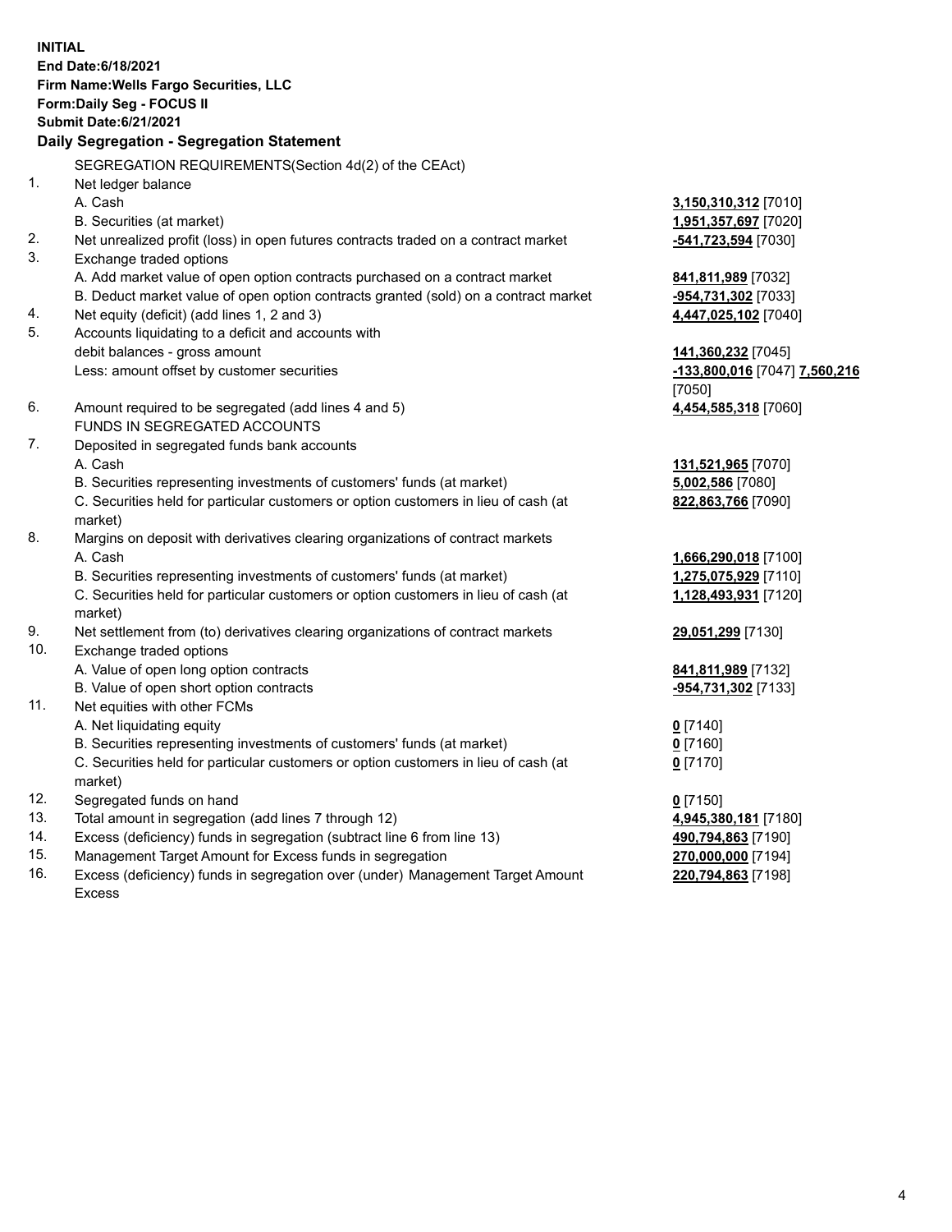**INITIAL**
**End Date:6/18/2021**
**Firm Name:Wells Fargo Securities, LLC**
**Form:Daily Seg - FOCUS II**
**Submit Date:6/21/2021**

## Daily Segregation - Segregation Statement

SEGREGATION REQUIREMENTS(Section 4d(2) of the CEAct)

| | | |
|---|---|---|
| 1. | Net ledger balance | |
| | A. Cash | **3,150,310,312** [7010] |
| | B. Securities (at market) | **1,951,357,697** [7020] |
| 2. | Net unrealized profit (loss) in open futures contracts traded on a contract market | **-541,723,594** [7030] |
| 3. | Exchange traded options | |
| | A. Add market value of open option contracts purchased on a contract market | **841,811,989** [7032] |
| | B. Deduct market value of open option contracts granted (sold) on a contract market | **-954,731,302** [7033] |
| 4. | Net equity (deficit) (add lines 1, 2 and 3) | **4,447,025,102** [7040] |
| 5. | Accounts liquidating to a deficit and accounts with debit balances - gross amount | **141,360,232** [7045] |
| | Less: amount offset by customer securities | **-133,800,016** [7047] **7,560,216** [7050] |
| 6. | Amount required to be segregated (add lines 4 and 5) | **4,454,585,318** [7060] |
| | FUNDS IN SEGREGATED ACCOUNTS | |
| 7. | Deposited in segregated funds bank accounts | |
| | A. Cash | **131,521,965** [7070] |
| | B. Securities representing investments of customers' funds (at market) | **5,002,586** [7080] |
| | C. Securities held for particular customers or option customers in lieu of cash (at market) | **822,863,766** [7090] |
| 8. | Margins on deposit with derivatives clearing organizations of contract markets | |
| | A. Cash | **1,666,290,018** [7100] |
| | B. Securities representing investments of customers' funds (at market) | **1,275,075,929** [7110] |
| | C. Securities held for particular customers or option customers in lieu of cash (at market) | **1,128,493,931** [7120] |
| 9. | Net settlement from (to) derivatives clearing organizations of contract markets | **29,051,299** [7130] |
| 10. | Exchange traded options | |
| | A. Value of open long option contracts | **841,811,989** [7132] |
| | B. Value of open short option contracts | **-954,731,302** [7133] |
| 11. | Net equities with other FCMs | |
| | A. Net liquidating equity | **0** [7140] |
| | B. Securities representing investments of customers' funds (at market) | **0** [7160] |
| | C. Securities held for particular customers or option customers in lieu of cash (at market) | **0** [7170] |
| 12. | Segregated funds on hand | **0** [7150] |
| 13. | Total amount in segregation (add lines 7 through 12) | **4,945,380,181** [7180] |
| 14. | Excess (deficiency) funds in segregation (subtract line 6 from line 13) | **490,794,863** [7190] |
| 15. | Management Target Amount for Excess funds in segregation | **270,000,000** [7194] |
| 16. | Excess (deficiency) funds in segregation over (under) Management Target Amount Excess | **220,794,863** [7198] |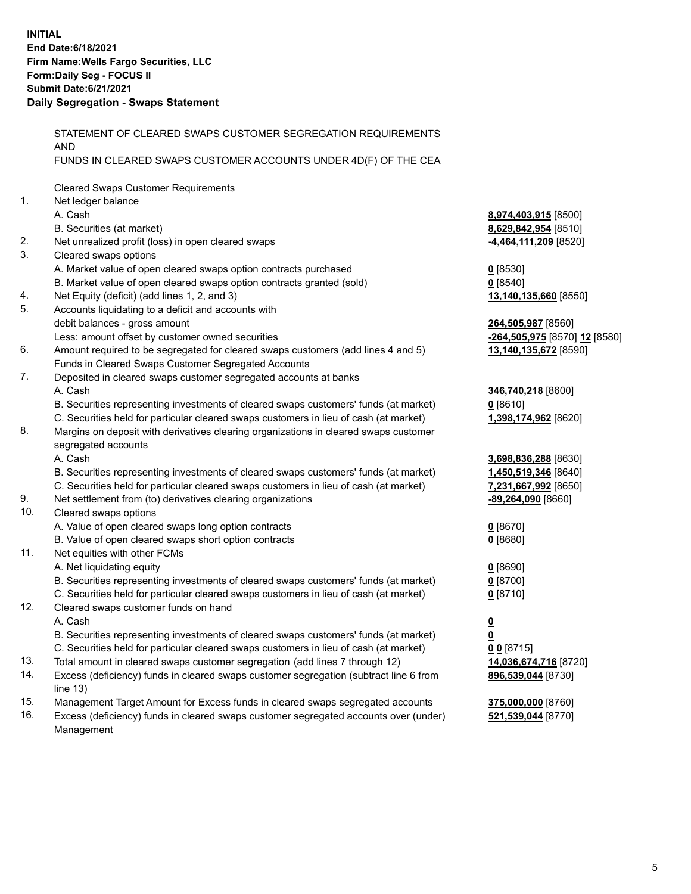**INITIAL**
**End Date:6/18/2021**
**Firm Name:Wells Fargo Securities, LLC**
**Form:Daily Seg - FOCUS II**
**Submit Date:6/21/2021**
**Daily Segregation - Swaps Statement**

STATEMENT OF CLEARED SWAPS CUSTOMER SEGREGATION REQUIREMENTS AND FUNDS IN CLEARED SWAPS CUSTOMER ACCOUNTS UNDER 4D(F) OF THE CEA

| | | |
|---|---|---|
| | Cleared Swaps Customer Requirements | |
| 1. | Net ledger balance | |
| | A. Cash | **8,974,403,915** [8500] |
| | B. Securities (at market) | **8,629,842,954** [8510] |
| 2. | Net unrealized profit (loss) in open cleared swaps | **-4,464,111,209** [8520] |
| 3. | Cleared swaps options | |
| | A. Market value of open cleared swaps option contracts purchased | **0** [8530] |
| | B. Market value of open cleared swaps option contracts granted (sold) | **0** [8540] |
| 4. | Net Equity (deficit) (add lines 1, 2, and 3) | **13,140,135,660** [8550] |
| 5. | Accounts liquidating to a deficit and accounts with debit balances - gross amount | **264,505,987** [8560] |
| | Less: amount offset by customer owned securities | **-264,505,975** [8570] **12** [8580] |
| 6. | Amount required to be segregated for cleared swaps customers (add lines 4 and 5) | **13,140,135,672** [8590] |
| | Funds in Cleared Swaps Customer Segregated Accounts | |
| 7. | Deposited in cleared swaps customer segregated accounts at banks | |
| | A. Cash | **346,740,218** [8600] |
| | B. Securities representing investments of cleared swaps customers' funds (at market) | **0** [8610] |
| | C. Securities held for particular cleared swaps customers in lieu of cash (at market) | **1,398,174,962** [8620] |
| 8. | Margins on deposit with derivatives clearing organizations in cleared swaps customer segregated accounts | |
| | A. Cash | **3,698,836,288** [8630] |
| | B. Securities representing investments of cleared swaps customers' funds (at market) | **1,450,519,346** [8640] |
| | C. Securities held for particular cleared swaps customers in lieu of cash (at market) | **7,231,667,992** [8650] |
| 9. | Net settlement from (to) derivatives clearing organizations | **-89,264,090** [8660] |
| 10. | Cleared swaps options | |
| | A. Value of open cleared swaps long option contracts | **0** [8670] |
| | B. Value of open cleared swaps short option contracts | **0** [8680] |
| 11. | Net equities with other FCMs | |
| | A. Net liquidating equity | **0** [8690] |
| | B. Securities representing investments of cleared swaps customers' funds (at market) | **0** [8700] |
| | C. Securities held for particular cleared swaps customers in lieu of cash (at market) | **0** [8710] |
| 12. | Cleared swaps customer funds on hand | |
| | A. Cash | **0** |
| | B. Securities representing investments of cleared swaps customers' funds (at market) | **0** |
| | C. Securities held for particular cleared swaps customers in lieu of cash (at market) | **0** **0** [8715] |
| 13. | Total amount in cleared swaps customer segregation (add lines 7 through 12) | **14,036,674,716** [8720] |
| 14. | Excess (deficiency) funds in cleared swaps customer segregation (subtract line 6 from line 13) | **896,539,044** [8730] |
| 15. | Management Target Amount for Excess funds in cleared swaps segregated accounts | **375,000,000** [8760] |
| 16. | Excess (deficiency) funds in cleared swaps customer segregated accounts over (under) Management | **521,539,044** [8770] |